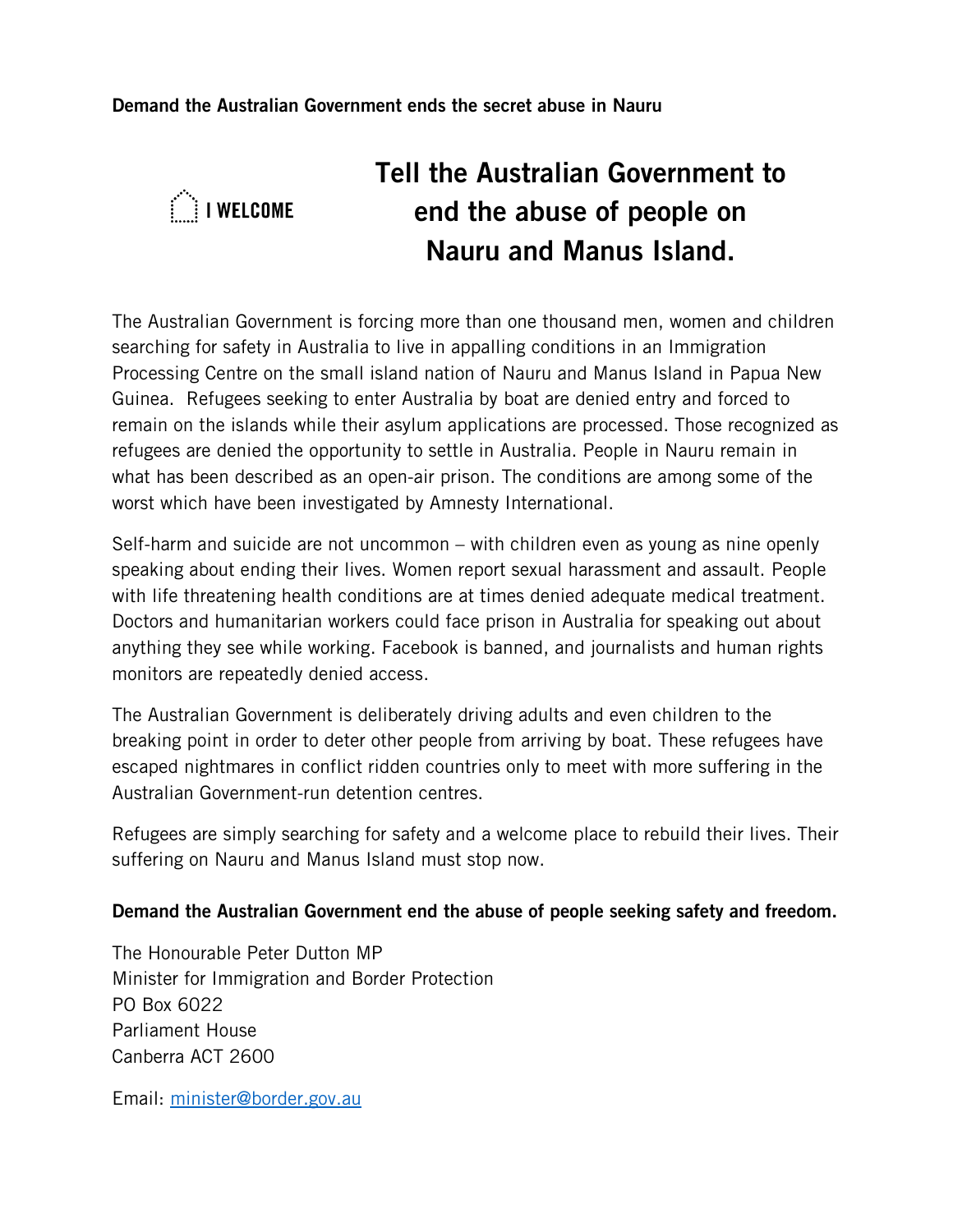**Demand the Australian Government ends the secret abuse in Nauru**

I WELCOME

# Tell the Australian Government to end the abuse of people on Nauru and Manus Island.

The Australian Government is forcing more than one thousand men, women and children searching for safety in Australia to live in appalling conditions in an Immigration Processing Centre on the small island nation of Nauru and Manus Island in Papua New Guinea. Refugees seeking to enter Australia by boat are denied entry and forced to remain on the islands while their asylum applications are processed. Those recognized as refugees are denied the opportunity to settle in Australia. People in Nauru remain in what has been described as an open-air prison. The conditions are among some of the worst which have been investigated by Amnesty International.

Self-harm and suicide are not uncommon – with children even as young as nine openly speaking about ending their lives. Women report sexual harassment and assault. People with life threatening health conditions are at times denied adequate medical treatment. Doctors and humanitarian workers could face prison in Australia for speaking out about anything they see while working. Facebook is banned, and journalists and human rights monitors are repeatedly denied access.

The Australian Government is deliberately driving adults and even children to the breaking point in order to deter other people from arriving by boat. These refugees have escaped nightmares in conflict ridden countries only to meet with more suffering in the Australian Government-run detention centres.

Refugees are simply searching for safety and a welcome place to rebuild their lives. Their suffering on Nauru and Manus Island must stop now.

**Demand the Australian Government end the abuse of people seeking safety and freedom.**

The Honourable Peter Dutton MP
Minister for Immigration and Border Protection
PO Box 6022
Parliament House
Canberra ACT 2600

Email: minister@border.gov.au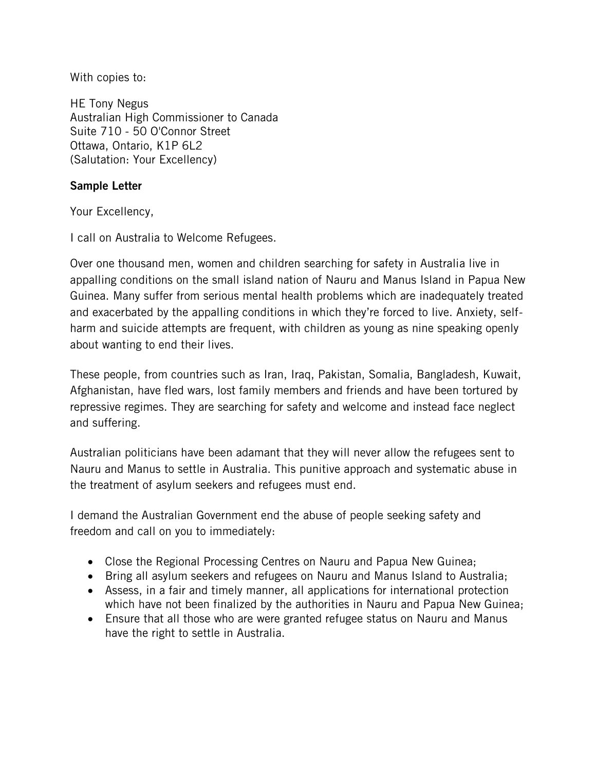With copies to:

HE Tony Negus
Australian High Commissioner to Canada
Suite 710 - 50 O'Connor Street
Ottawa, Ontario, K1P 6L2
(Salutation: Your Excellency)

**Sample Letter**

Your Excellency,

I call on Australia to Welcome Refugees.

Over one thousand men, women and children searching for safety in Australia live in appalling conditions on the small island nation of Nauru and Manus Island in Papua New Guinea. Many suffer from serious mental health problems which are inadequately treated and exacerbated by the appalling conditions in which they're forced to live. Anxiety, self-harm and suicide attempts are frequent, with children as young as nine speaking openly about wanting to end their lives.

These people, from countries such as Iran, Iraq, Pakistan, Somalia, Bangladesh, Kuwait, Afghanistan, have fled wars, lost family members and friends and have been tortured by repressive regimes. They are searching for safety and welcome and instead face neglect and suffering.

Australian politicians have been adamant that they will never allow the refugees sent to Nauru and Manus to settle in Australia. This punitive approach and systematic abuse in the treatment of asylum seekers and refugees must end.

I demand the Australian Government end the abuse of people seeking safety and freedom and call on you to immediately:

- Close the Regional Processing Centres on Nauru and Papua New Guinea;
- Bring all asylum seekers and refugees on Nauru and Manus Island to Australia;
- Assess, in a fair and timely manner, all applications for international protection which have not been finalized by the authorities in Nauru and Papua New Guinea;
- Ensure that all those who are were granted refugee status on Nauru and Manus have the right to settle in Australia.